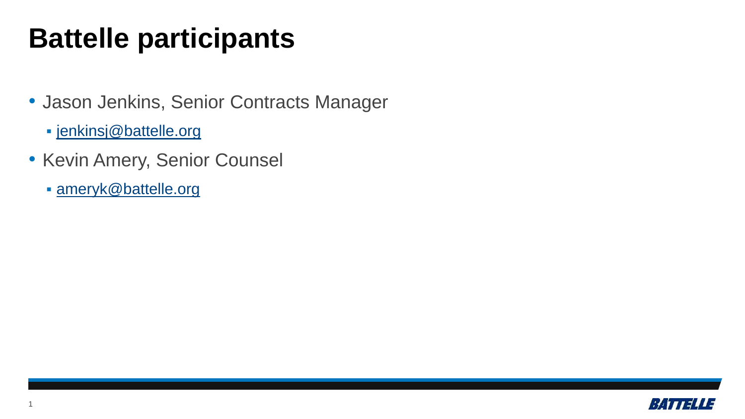# Battelle participants

- Jason Jenkins, Senior Contracts Manager
  - jenkinsj@battelle.org
- Kevin Amery, Senior Counsel
  - ameryk@battelle.org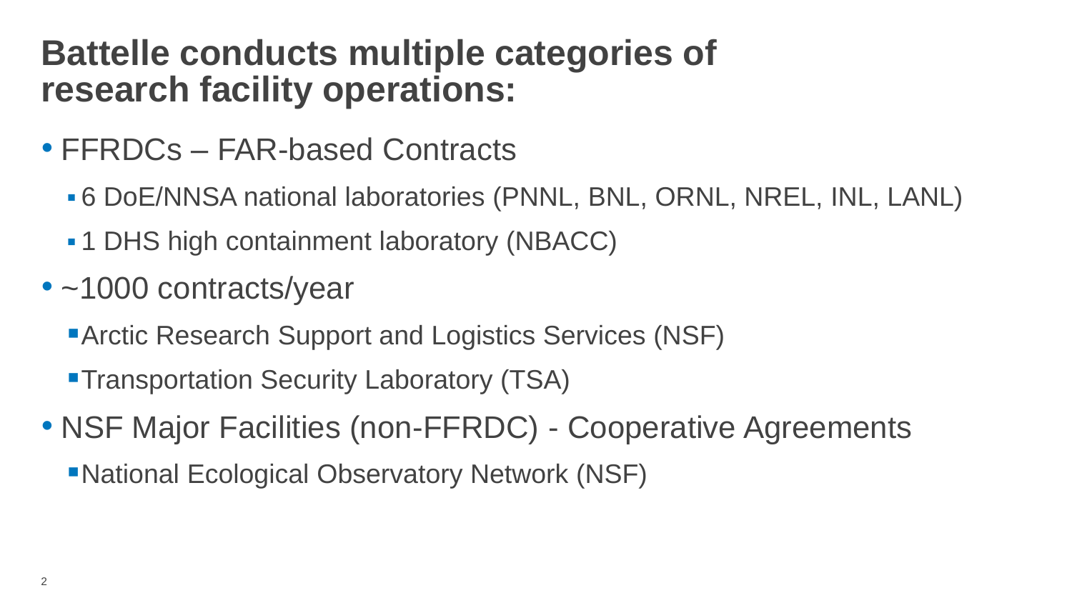# Battelle conducts multiple categories of research facility operations:

- FFRDCs – FAR-based Contracts
  - 6 DoE/NNSA national laboratories (PNNL, BNL, ORNL, NREL, INL, LANL)
  - 1 DHS high containment laboratory (NBACC)
- ~1000 contracts/year
  - Arctic Research Support and Logistics Services (NSF)
  - Transportation Security Laboratory (TSA)
- NSF Major Facilities (non-FFRDC) - Cooperative Agreements
  - National Ecological Observatory Network (NSF)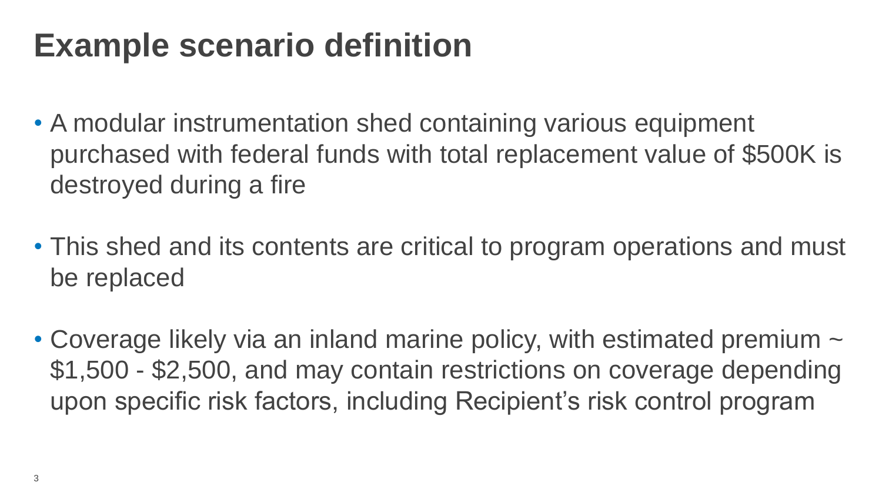# Example scenario definition

- A modular instrumentation shed containing various equipment purchased with federal funds with total replacement value of $500K is destroyed during a fire

- This shed and its contents are critical to program operations and must be replaced

- Coverage likely via an inland marine policy, with estimated premium ~ $1,500 - $2,500, and may contain restrictions on coverage depending upon specific risk factors, including Recipient's risk control program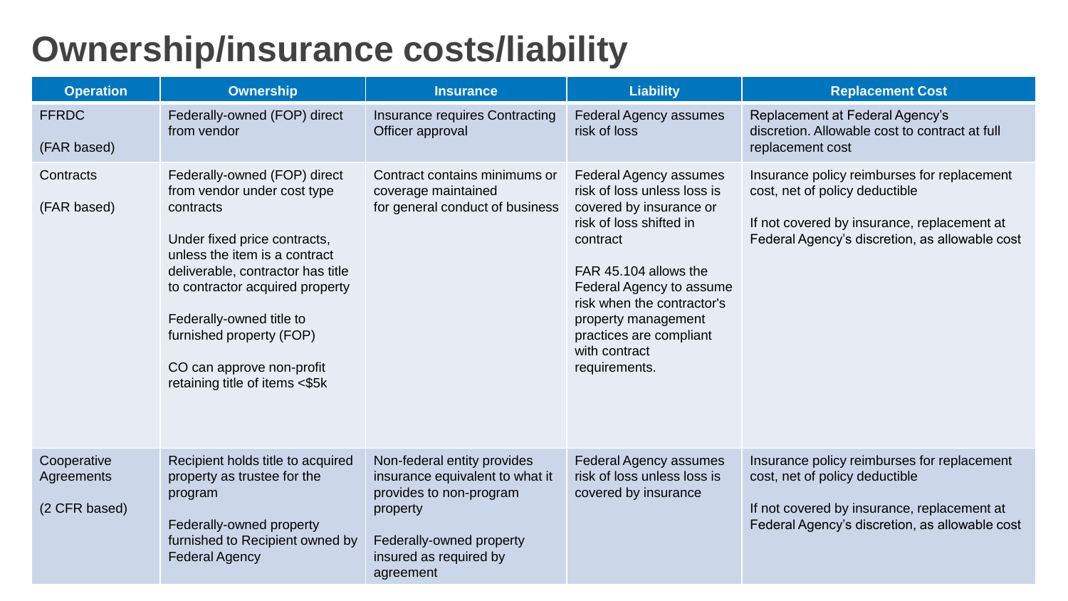# Ownership/insurance costs/liability

| Operation | Ownership | Insurance | Liability | Replacement Cost |
|---|---|---|---|---|
| FFRDC<br><br>(FAR based) | Federally-owned (FOP) direct from vendor | Insurance requires Contracting Officer approval | Federal Agency assumes risk of loss | Replacement at Federal Agency's discretion. Allowable cost to contract at full replacement cost |
| Contracts<br><br>(FAR based) | Federally-owned (FOP) direct from vendor under cost type contracts<br><br>Under fixed price contracts, unless the item is a contract deliverable, contractor has title to contractor acquired property<br><br>Federally-owned title to furnished property (FOP)<br><br>CO can approve non-profit retaining title of items <$5k | Contract contains minimums or coverage maintained for general conduct of business | Federal Agency assumes risk of loss unless loss is covered by insurance or risk of loss shifted in contract<br><br>FAR 45.104 allows the Federal Agency to assume risk when the contractor's property management practices are compliant with contract requirements. | Insurance policy reimburses for replacement cost, net of policy deductible<br><br>If not covered by insurance, replacement at Federal Agency's discretion, as allowable cost |
| Cooperative Agreements<br><br>(2 CFR based) | Recipient holds title to acquired property as trustee for the program<br><br>Federally-owned property furnished to Recipient owned by Federal Agency | Non-federal entity provides insurance equivalent to what it provides to non-program property<br><br>Federally-owned property insured as required by agreement | Federal Agency assumes risk of loss unless loss is covered by insurance | Insurance policy reimburses for replacement cost, net of policy deductible<br><br>If not covered by insurance, replacement at Federal Agency's discretion, as allowable cost |